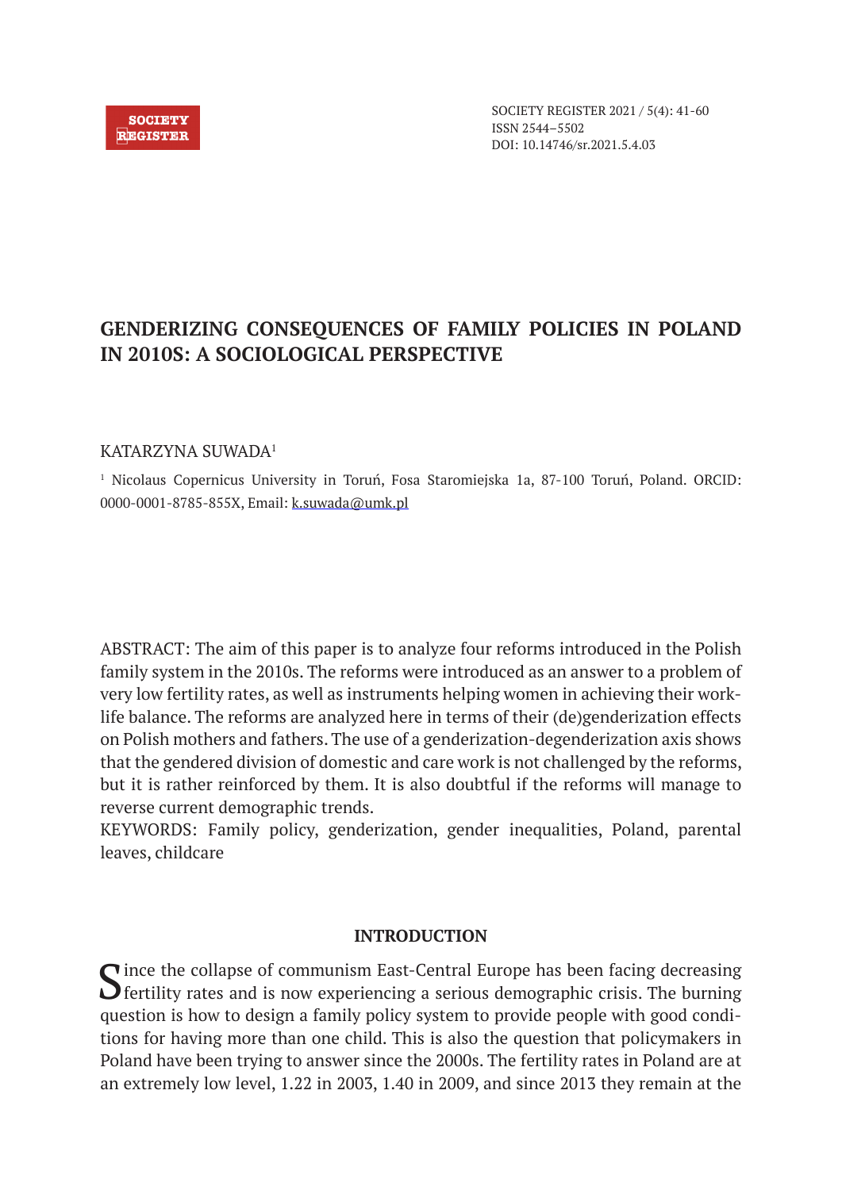# GENDERIZING CONSEQUENCES OF FAMILY POLICIES IN POLAND IN 2010S: A SOCIOLOGICAL PERSPECTIVE

KATARZYNA SUWADA[1]

[1] Nicolaus Copernicus University in Toruń, Fosa Staromiejska 1a, 87-100 Toruń, Poland. ORCID: 0000-0001-8785-855X, Email: k.suwada@umk.pl

ABSTRACT: The aim of this paper is to analyze four reforms introduced in the Polish family system in the 2010s. The reforms were introduced as an answer to a problem of very low fertility rates, as well as instruments helping women in achieving their work-life balance. The reforms are analyzed here in terms of their (de)genderization effects on Polish mothers and fathers. The use of a genderization-degenderization axis shows that the gendered division of domestic and care work is not challenged by the reforms, but it is rather reinforced by them. It is also doubtful if the reforms will manage to reverse current demographic trends.

KEYWORDS: Family policy, genderization, gender inequalities, Poland, parental leaves, childcare

## INTRODUCTION

Since the collapse of communism East-Central Europe has been facing decreasing fertility rates and is now experiencing a serious demographic crisis. The burning question is how to design a family policy system to provide people with good conditions for having more than one child. This is also the question that policymakers in Poland have been trying to answer since the 2000s. The fertility rates in Poland are at an extremely low level, 1.22 in 2003, 1.40 in 2009, and since 2013 they remain at the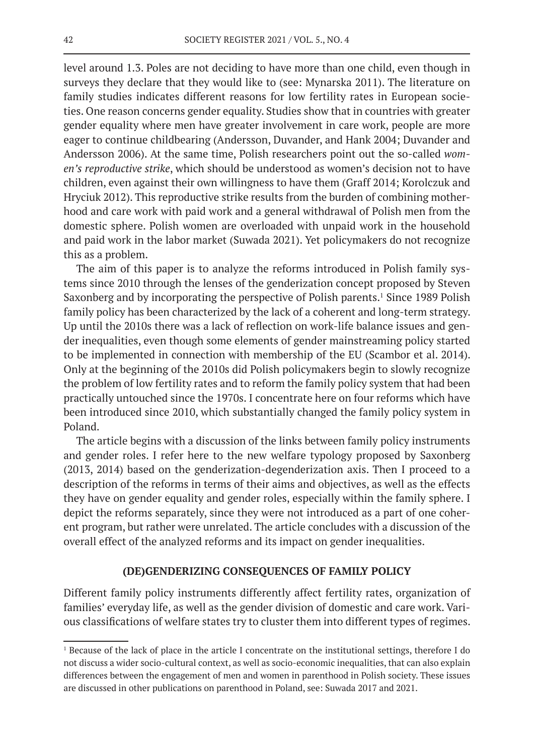level around 1.3. Poles are not deciding to have more than one child, even though in surveys they declare that they would like to (see: Mynarska 2011). The literature on family studies indicates different reasons for low fertility rates in European societies. One reason concerns gender equality. Studies show that in countries with greater gender equality where men have greater involvement in care work, people are more eager to continue childbearing (Andersson, Duvander, and Hank 2004; Duvander and Andersson 2006). At the same time, Polish researchers point out the so-called *women's reproductive strike*, which should be understood as women's decision not to have children, even against their own willingness to have them (Graff 2014; Korolczuk and Hryciuk 2012). This reproductive strike results from the burden of combining motherhood and care work with paid work and a general withdrawal of Polish men from the domestic sphere. Polish women are overloaded with unpaid work in the household and paid work in the labor market (Suwada 2021). Yet policymakers do not recognize this as a problem.

The aim of this paper is to analyze the reforms introduced in Polish family systems since 2010 through the lenses of the genderization concept proposed by Steven Saxonberg and by incorporating the perspective of Polish parents.[1] Since 1989 Polish family policy has been characterized by the lack of a coherent and long-term strategy. Up until the 2010s there was a lack of reflection on work-life balance issues and gender inequalities, even though some elements of gender mainstreaming policy started to be implemented in connection with membership of the EU (Scambor et al. 2014). Only at the beginning of the 2010s did Polish policymakers begin to slowly recognize the problem of low fertility rates and to reform the family policy system that had been practically untouched since the 1970s. I concentrate here on four reforms which have been introduced since 2010, which substantially changed the family policy system in Poland.

The article begins with a discussion of the links between family policy instruments and gender roles. I refer here to the new welfare typology proposed by Saxonberg (2013, 2014) based on the genderization-degenderization axis. Then I proceed to a description of the reforms in terms of their aims and objectives, as well as the effects they have on gender equality and gender roles, especially within the family sphere. I depict the reforms separately, since they were not introduced as a part of one coherent program, but rather were unrelated. The article concludes with a discussion of the overall effect of the analyzed reforms and its impact on gender inequalities.

## (DE)GENDERIZING CONSEQUENCES OF FAMILY POLICY

Different family policy instruments differently affect fertility rates, organization of families' everyday life, as well as the gender division of domestic and care work. Various classifications of welfare states try to cluster them into different types of regimes.

---

[1] Because of the lack of place in the article I concentrate on the institutional settings, therefore I do not discuss a wider socio-cultural context, as well as socio-economic inequalities, that can also explain differences between the engagement of men and women in parenthood in Polish society. These issues are discussed in other publications on parenthood in Poland, see: Suwada 2017 and 2021.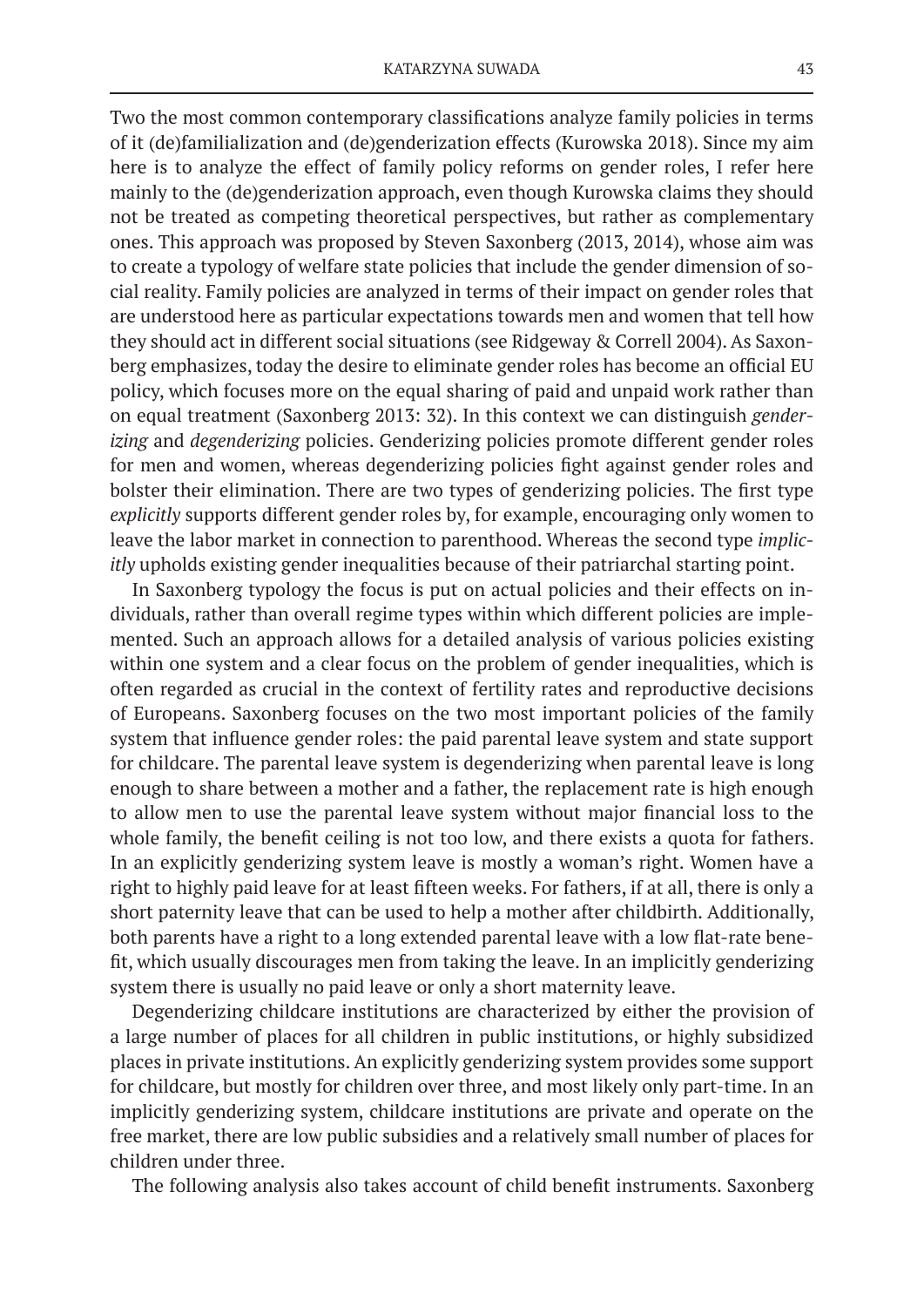Two the most common contemporary classifications analyze family policies in terms of it (de)familialization and (de)genderization effects (Kurowska 2018). Since my aim here is to analyze the effect of family policy reforms on gender roles, I refer here mainly to the (de)genderization approach, even though Kurowska claims they should not be treated as competing theoretical perspectives, but rather as complementary ones. This approach was proposed by Steven Saxonberg (2013, 2014), whose aim was to create a typology of welfare state policies that include the gender dimension of social reality. Family policies are analyzed in terms of their impact on gender roles that are understood here as particular expectations towards men and women that tell how they should act in different social situations (see Ridgeway & Correll 2004). As Saxonberg emphasizes, today the desire to eliminate gender roles has become an official EU policy, which focuses more on the equal sharing of paid and unpaid work rather than on equal treatment (Saxonberg 2013: 32). In this context we can distinguish *genderizing* and *degenderizing* policies. Genderizing policies promote different gender roles for men and women, whereas degenderizing policies fight against gender roles and bolster their elimination. There are two types of genderizing policies. The first type *explicitly* supports different gender roles by, for example, encouraging only women to leave the labor market in connection to parenthood. Whereas the second type *implicitly* upholds existing gender inequalities because of their patriarchal starting point.

In Saxonberg typology the focus is put on actual policies and their effects on individuals, rather than overall regime types within which different policies are implemented. Such an approach allows for a detailed analysis of various policies existing within one system and a clear focus on the problem of gender inequalities, which is often regarded as crucial in the context of fertility rates and reproductive decisions of Europeans. Saxonberg focuses on the two most important policies of the family system that influence gender roles: the paid parental leave system and state support for childcare. The parental leave system is degenderizing when parental leave is long enough to share between a mother and a father, the replacement rate is high enough to allow men to use the parental leave system without major financial loss to the whole family, the benefit ceiling is not too low, and there exists a quota for fathers. In an explicitly genderizing system leave is mostly a woman's right. Women have a right to highly paid leave for at least fifteen weeks. For fathers, if at all, there is only a short paternity leave that can be used to help a mother after childbirth. Additionally, both parents have a right to a long extended parental leave with a low flat-rate benefit, which usually discourages men from taking the leave. In an implicitly genderizing system there is usually no paid leave or only a short maternity leave.

Degenderizing childcare institutions are characterized by either the provision of a large number of places for all children in public institutions, or highly subsidized places in private institutions. An explicitly genderizing system provides some support for childcare, but mostly for children over three, and most likely only part-time. In an implicitly genderizing system, childcare institutions are private and operate on the free market, there are low public subsidies and a relatively small number of places for children under three.

The following analysis also takes account of child benefit instruments. Saxonberg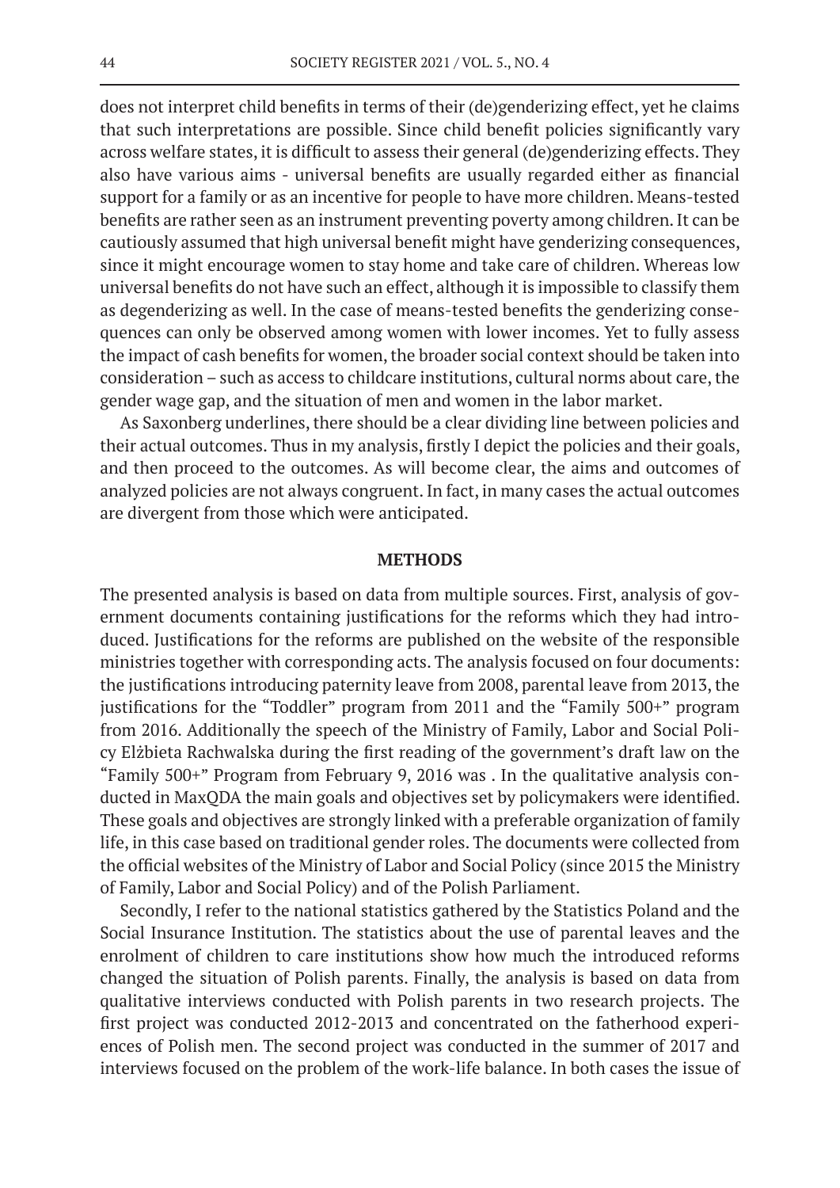does not interpret child benefits in terms of their (de)genderizing effect, yet he claims that such interpretations are possible. Since child benefit policies significantly vary across welfare states, it is difficult to assess their general (de)genderizing effects. They also have various aims - universal benefits are usually regarded either as financial support for a family or as an incentive for people to have more children. Means-tested benefits are rather seen as an instrument preventing poverty among children. It can be cautiously assumed that high universal benefit might have genderizing consequences, since it might encourage women to stay home and take care of children. Whereas low universal benefits do not have such an effect, although it is impossible to classify them as degenderizing as well. In the case of means-tested benefits the genderizing consequences can only be observed among women with lower incomes. Yet to fully assess the impact of cash benefits for women, the broader social context should be taken into consideration – such as access to childcare institutions, cultural norms about care, the gender wage gap, and the situation of men and women in the labor market.

As Saxonberg underlines, there should be a clear dividing line between policies and their actual outcomes. Thus in my analysis, firstly I depict the policies and their goals, and then proceed to the outcomes. As will become clear, the aims and outcomes of analyzed policies are not always congruent. In fact, in many cases the actual outcomes are divergent from those which were anticipated.

## METHODS

The presented analysis is based on data from multiple sources. First, analysis of government documents containing justifications for the reforms which they had introduced. Justifications for the reforms are published on the website of the responsible ministries together with corresponding acts. The analysis focused on four documents: the justifications introducing paternity leave from 2008, parental leave from 2013, the justifications for the "Toddler" program from 2011 and the "Family 500+" program from 2016. Additionally the speech of the Ministry of Family, Labor and Social Policy Elżbieta Rachwalska during the first reading of the government's draft law on the "Family 500+" Program from February 9, 2016 was . In the qualitative analysis conducted in MaxQDA the main goals and objectives set by policymakers were identified. These goals and objectives are strongly linked with a preferable organization of family life, in this case based on traditional gender roles. The documents were collected from the official websites of the Ministry of Labor and Social Policy (since 2015 the Ministry of Family, Labor and Social Policy) and of the Polish Parliament.

Secondly, I refer to the national statistics gathered by the Statistics Poland and the Social Insurance Institution. The statistics about the use of parental leaves and the enrolment of children to care institutions show how much the introduced reforms changed the situation of Polish parents. Finally, the analysis is based on data from qualitative interviews conducted with Polish parents in two research projects. The first project was conducted 2012-2013 and concentrated on the fatherhood experiences of Polish men. The second project was conducted in the summer of 2017 and interviews focused on the problem of the work-life balance. In both cases the issue of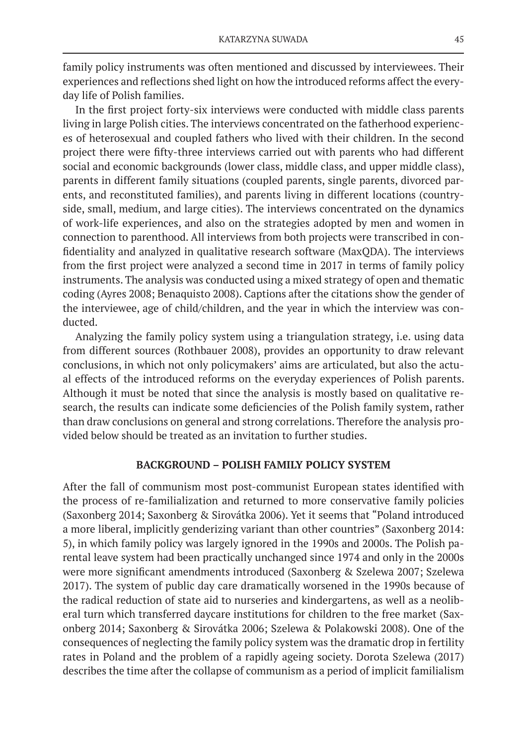family policy instruments was often mentioned and discussed by interviewees. Their experiences and reflections shed light on how the introduced reforms affect the everyday life of Polish families.

In the first project forty-six interviews were conducted with middle class parents living in large Polish cities. The interviews concentrated on the fatherhood experiences of heterosexual and coupled fathers who lived with their children. In the second project there were fifty-three interviews carried out with parents who had different social and economic backgrounds (lower class, middle class, and upper middle class), parents in different family situations (coupled parents, single parents, divorced parents, and reconstituted families), and parents living in different locations (countryside, small, medium, and large cities). The interviews concentrated on the dynamics of work-life experiences, and also on the strategies adopted by men and women in connection to parenthood. All interviews from both projects were transcribed in confidentiality and analyzed in qualitative research software (MaxQDA). The interviews from the first project were analyzed a second time in 2017 in terms of family policy instruments. The analysis was conducted using a mixed strategy of open and thematic coding (Ayres 2008; Benaquisto 2008). Captions after the citations show the gender of the interviewee, age of child/children, and the year in which the interview was conducted.

Analyzing the family policy system using a triangulation strategy, i.e. using data from different sources (Rothbauer 2008), provides an opportunity to draw relevant conclusions, in which not only policymakers' aims are articulated, but also the actual effects of the introduced reforms on the everyday experiences of Polish parents. Although it must be noted that since the analysis is mostly based on qualitative research, the results can indicate some deficiencies of the Polish family system, rather than draw conclusions on general and strong correlations. Therefore the analysis provided below should be treated as an invitation to further studies.

## BACKGROUND – POLISH FAMILY POLICY SYSTEM

After the fall of communism most post-communist European states identified with the process of re-familialization and returned to more conservative family policies (Saxonberg 2014; Saxonberg & Sirovátka 2006). Yet it seems that "Poland introduced a more liberal, implicitly genderizing variant than other countries" (Saxonberg 2014: 5), in which family policy was largely ignored in the 1990s and 2000s. The Polish parental leave system had been practically unchanged since 1974 and only in the 2000s were more significant amendments introduced (Saxonberg & Szelewa 2007; Szelewa 2017). The system of public day care dramatically worsened in the 1990s because of the radical reduction of state aid to nurseries and kindergartens, as well as a neoliberal turn which transferred daycare institutions for children to the free market (Saxonberg 2014; Saxonberg & Sirovátka 2006; Szelewa & Polakowski 2008). One of the consequences of neglecting the family policy system was the dramatic drop in fertility rates in Poland and the problem of a rapidly ageing society. Dorota Szelewa (2017) describes the time after the collapse of communism as a period of implicit familialism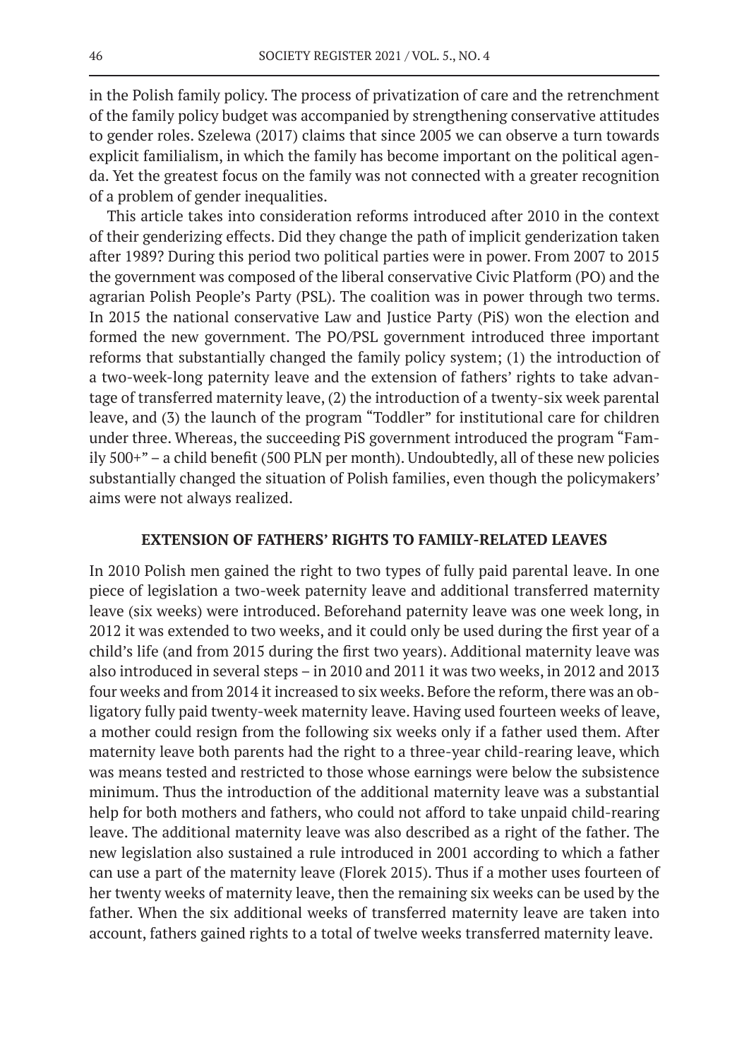in the Polish family policy. The process of privatization of care and the retrenchment of the family policy budget was accompanied by strengthening conservative attitudes to gender roles. Szelewa (2017) claims that since 2005 we can observe a turn towards explicit familialism, in which the family has become important on the political agenda. Yet the greatest focus on the family was not connected with a greater recognition of a problem of gender inequalities.

This article takes into consideration reforms introduced after 2010 in the context of their genderizing effects. Did they change the path of implicit genderization taken after 1989? During this period two political parties were in power. From 2007 to 2015 the government was composed of the liberal conservative Civic Platform (PO) and the agrarian Polish People's Party (PSL). The coalition was in power through two terms. In 2015 the national conservative Law and Justice Party (PiS) won the election and formed the new government. The PO/PSL government introduced three important reforms that substantially changed the family policy system; (1) the introduction of a two-week-long paternity leave and the extension of fathers' rights to take advantage of transferred maternity leave, (2) the introduction of a twenty-six week parental leave, and (3) the launch of the program "Toddler" for institutional care for children under three. Whereas, the succeeding PiS government introduced the program "Family 500+" – a child benefit (500 PLN per month). Undoubtedly, all of these new policies substantially changed the situation of Polish families, even though the policymakers' aims were not always realized.

## EXTENSION OF FATHERS' RIGHTS TO FAMILY-RELATED LEAVES

In 2010 Polish men gained the right to two types of fully paid parental leave. In one piece of legislation a two-week paternity leave and additional transferred maternity leave (six weeks) were introduced. Beforehand paternity leave was one week long, in 2012 it was extended to two weeks, and it could only be used during the first year of a child's life (and from 2015 during the first two years). Additional maternity leave was also introduced in several steps – in 2010 and 2011 it was two weeks, in 2012 and 2013 four weeks and from 2014 it increased to six weeks. Before the reform, there was an obligatory fully paid twenty-week maternity leave. Having used fourteen weeks of leave, a mother could resign from the following six weeks only if a father used them. After maternity leave both parents had the right to a three-year child-rearing leave, which was means tested and restricted to those whose earnings were below the subsistence minimum. Thus the introduction of the additional maternity leave was a substantial help for both mothers and fathers, who could not afford to take unpaid child-rearing leave. The additional maternity leave was also described as a right of the father. The new legislation also sustained a rule introduced in 2001 according to which a father can use a part of the maternity leave (Florek 2015). Thus if a mother uses fourteen of her twenty weeks of maternity leave, then the remaining six weeks can be used by the father. When the six additional weeks of transferred maternity leave are taken into account, fathers gained rights to a total of twelve weeks transferred maternity leave.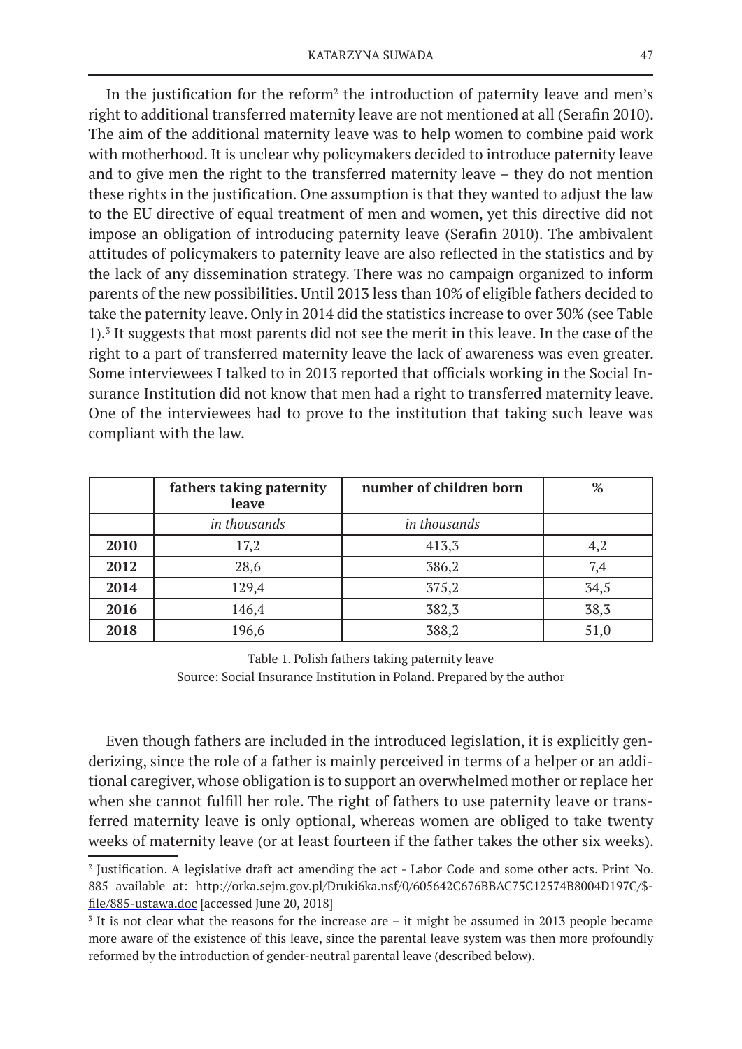In the justification for the reform[2] the introduction of paternity leave and men's right to additional transferred maternity leave are not mentioned at all (Serafin 2010). The aim of the additional maternity leave was to help women to combine paid work with motherhood. It is unclear why policymakers decided to introduce paternity leave and to give men the right to the transferred maternity leave – they do not mention these rights in the justification. One assumption is that they wanted to adjust the law to the EU directive of equal treatment of men and women, yet this directive did not impose an obligation of introducing paternity leave (Serafin 2010). The ambivalent attitudes of policymakers to paternity leave are also reflected in the statistics and by the lack of any dissemination strategy. There was no campaign organized to inform parents of the new possibilities. Until 2013 less than 10% of eligible fathers decided to take the paternity leave. Only in 2014 did the statistics increase to over 30% (see Table 1).[3] It suggests that most parents did not see the merit in this leave. In the case of the right to a part of transferred maternity leave the lack of awareness was even greater. Some interviewees I talked to in 2013 reported that officials working in the Social Insurance Institution did not know that men had a right to transferred maternity leave. One of the interviewees had to prove to the institution that taking such leave was compliant with the law.

| | **fathers taking paternity leave** | **number of children born** | **%** |
|---|---|---|---|
| | *in thousands* | *in thousands* | |
| **2010** | 17,2 | 413,3 | 4,2 |
| **2012** | 28,6 | 386,2 | 7,4 |
| **2014** | 129,4 | 375,2 | 34,5 |
| **2016** | 146,4 | 382,3 | 38,3 |
| **2018** | 196,6 | 388,2 | 51,0 |

Table 1. Polish fathers taking paternity leave

Source: Social Insurance Institution in Poland. Prepared by the author

Even though fathers are included in the introduced legislation, it is explicitly genderizing, since the role of a father is mainly perceived in terms of a helper or an additional caregiver, whose obligation is to support an overwhelmed mother or replace her when she cannot fulfill her role. The right of fathers to use paternity leave or transferred maternity leave is only optional, whereas women are obliged to take twenty weeks of maternity leave (or at least fourteen if the father takes the other six weeks).

---

[2] Justification. A legislative draft act amending the act - Labor Code and some other acts. Print No. 885 available at: http://orka.sejm.gov.pl/Druki6ka.nsf/0/605642C676BBAC75C12574B8004D197C/$file/885-ustawa.doc [accessed June 20, 2018]

[3] It is not clear what the reasons for the increase are – it might be assumed in 2013 people became more aware of the existence of this leave, since the parental leave system was then more profoundly reformed by the introduction of gender-neutral parental leave (described below).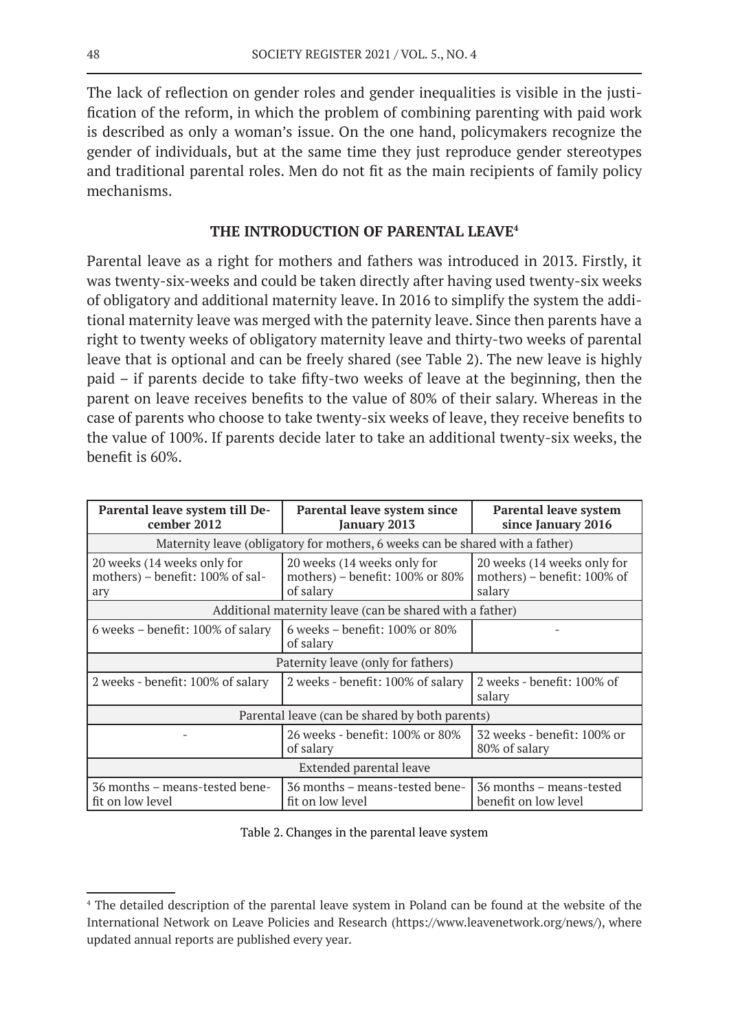The lack of reflection on gender roles and gender inequalities is visible in the justification of the reform, in which the problem of combining parenting with paid work is described as only a woman's issue. On the one hand, policymakers recognize the gender of individuals, but at the same time they just reproduce gender stereotypes and traditional parental roles. Men do not fit as the main recipients of family policy mechanisms.

## THE INTRODUCTION OF PARENTAL LEAVE[4]

Parental leave as a right for mothers and fathers was introduced in 2013. Firstly, it was twenty-six-weeks and could be taken directly after having used twenty-six weeks of obligatory and additional maternity leave. In 2016 to simplify the system the additional maternity leave was merged with the paternity leave. Since then parents have a right to twenty weeks of obligatory maternity leave and thirty-two weeks of parental leave that is optional and can be freely shared (see Table 2). The new leave is highly paid – if parents decide to take fifty-two weeks of leave at the beginning, then the parent on leave receives benefits to the value of 80% of their salary. Whereas in the case of parents who choose to take twenty-six weeks of leave, they receive benefits to the value of 100%. If parents decide later to take an additional twenty-six weeks, the benefit is 60%.

| Parental leave system till December 2012 | Parental leave system since January 2013 | Parental leave system since January 2016 |
|---|---|---|
| Maternity leave (obligatory for mothers, 6 weeks can be shared with a father) | | |
| 20 weeks (14 weeks only for mothers) – benefit: 100% of salary | 20 weeks (14 weeks only for mothers) – benefit: 100% or 80% of salary | 20 weeks (14 weeks only for mothers) – benefit: 100% of salary |
| Additional maternity leave (can be shared with a father) | | |
| 6 weeks – benefit: 100% of salary | 6 weeks – benefit: 100% or 80% of salary | - |
| Paternity leave (only for fathers) | | |
| 2 weeks - benefit: 100% of salary | 2 weeks - benefit: 100% of salary | 2 weeks - benefit: 100% of salary |
| Parental leave (can be shared by both parents) | | |
| - | 26 weeks - benefit: 100% or 80% of salary | 32 weeks - benefit: 100% or 80% of salary |
| Extended parental leave | | |
| 36 months – means-tested benefit on low level | 36 months – means-tested benefit on low level | 36 months – means-tested benefit on low level |

Table 2. Changes in the parental leave system

[4] The detailed description of the parental leave system in Poland can be found at the website of the International Network on Leave Policies and Research (https://www.leavenetwork.org/news/), where updated annual reports are published every year.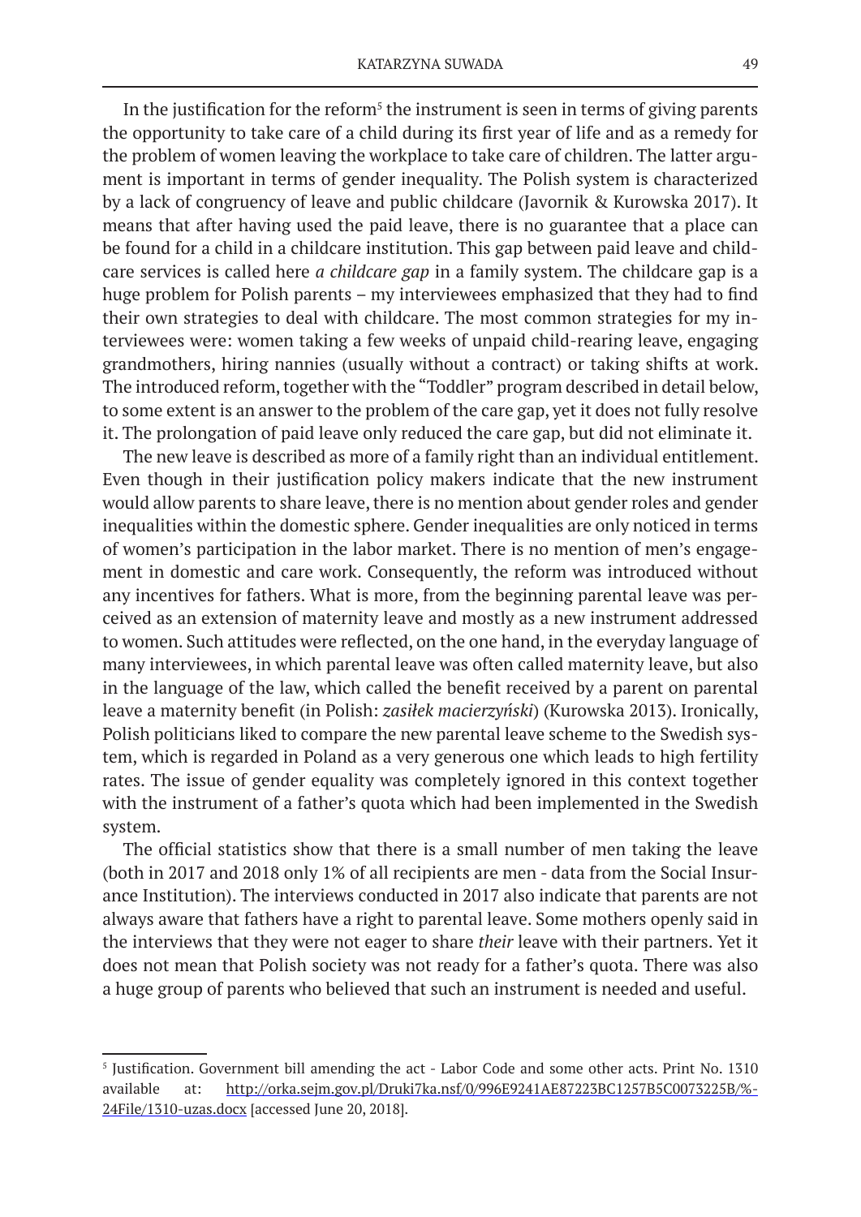In the justification for the reform[5] the instrument is seen in terms of giving parents the opportunity to take care of a child during its first year of life and as a remedy for the problem of women leaving the workplace to take care of children. The latter argument is important in terms of gender inequality. The Polish system is characterized by a lack of congruency of leave and public childcare (Javornik & Kurowska 2017). It means that after having used the paid leave, there is no guarantee that a place can be found for a child in a childcare institution. This gap between paid leave and childcare services is called here *a childcare gap* in a family system. The childcare gap is a huge problem for Polish parents – my interviewees emphasized that they had to find their own strategies to deal with childcare. The most common strategies for my interviewees were: women taking a few weeks of unpaid child-rearing leave, engaging grandmothers, hiring nannies (usually without a contract) or taking shifts at work. The introduced reform, together with the "Toddler" program described in detail below, to some extent is an answer to the problem of the care gap, yet it does not fully resolve it. The prolongation of paid leave only reduced the care gap, but did not eliminate it.

The new leave is described as more of a family right than an individual entitlement. Even though in their justification policy makers indicate that the new instrument would allow parents to share leave, there is no mention about gender roles and gender inequalities within the domestic sphere. Gender inequalities are only noticed in terms of women's participation in the labor market. There is no mention of men's engagement in domestic and care work. Consequently, the reform was introduced without any incentives for fathers. What is more, from the beginning parental leave was perceived as an extension of maternity leave and mostly as a new instrument addressed to women. Such attitudes were reflected, on the one hand, in the everyday language of many interviewees, in which parental leave was often called maternity leave, but also in the language of the law, which called the benefit received by a parent on parental leave a maternity benefit (in Polish: *zasiłek macierzyński*) (Kurowska 2013). Ironically, Polish politicians liked to compare the new parental leave scheme to the Swedish system, which is regarded in Poland as a very generous one which leads to high fertility rates. The issue of gender equality was completely ignored in this context together with the instrument of a father's quota which had been implemented in the Swedish system.

The official statistics show that there is a small number of men taking the leave (both in 2017 and 2018 only 1% of all recipients are men - data from the Social Insurance Institution). The interviews conducted in 2017 also indicate that parents are not always aware that fathers have a right to parental leave. Some mothers openly said in the interviews that they were not eager to share *their* leave with their partners. Yet it does not mean that Polish society was not ready for a father's quota. There was also a huge group of parents who believed that such an instrument is needed and useful.

---

[5] Justification. Government bill amending the act - Labor Code and some other acts. Print No. 1310 available at: http://orka.sejm.gov.pl/Druki7ka.nsf/0/996E9241AE87223BC1257B5C0073225B/%24File/1310-uzas.docx [accessed June 20, 2018].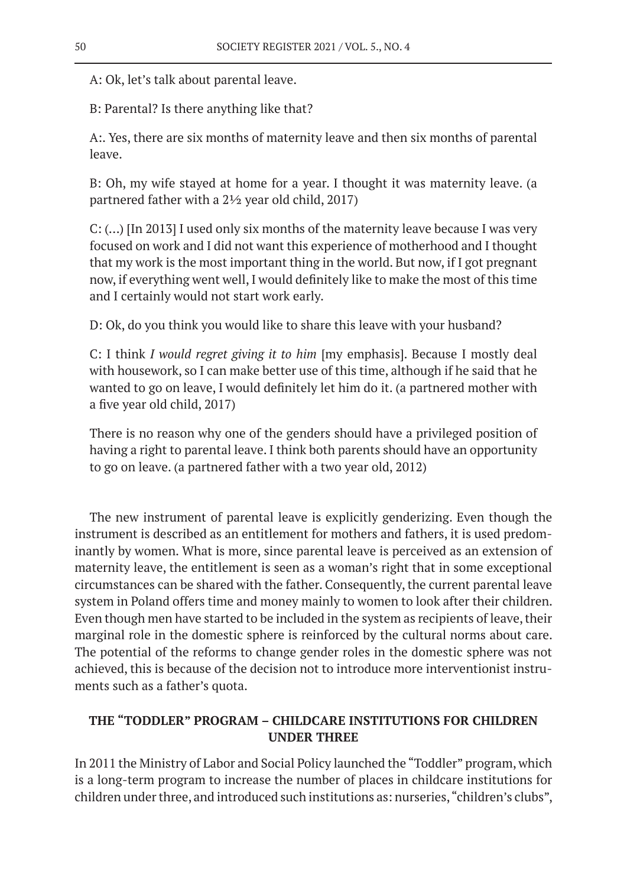A: Ok, let's talk about parental leave.

B: Parental? Is there anything like that?

A:. Yes, there are six months of maternity leave and then six months of parental leave.

B: Oh, my wife stayed at home for a year. I thought it was maternity leave. (a partnered father with a 2½ year old child, 2017)

C: (...) [In 2013] I used only six months of the maternity leave because I was very focused on work and I did not want this experience of motherhood and I thought that my work is the most important thing in the world. But now, if I got pregnant now, if everything went well, I would definitely like to make the most of this time and I certainly would not start work early.

D: Ok, do you think you would like to share this leave with your husband?

C: I think *I would regret giving it to him* [my emphasis]. Because I mostly deal with housework, so I can make better use of this time, although if he said that he wanted to go on leave, I would definitely let him do it. (a partnered mother with a five year old child, 2017)

There is no reason why one of the genders should have a privileged position of having a right to parental leave. I think both parents should have an opportunity to go on leave. (a partnered father with a two year old, 2012)

The new instrument of parental leave is explicitly genderizing. Even though the instrument is described as an entitlement for mothers and fathers, it is used predominantly by women. What is more, since parental leave is perceived as an extension of maternity leave, the entitlement is seen as a woman's right that in some exceptional circumstances can be shared with the father. Consequently, the current parental leave system in Poland offers time and money mainly to women to look after their children. Even though men have started to be included in the system as recipients of leave, their marginal role in the domestic sphere is reinforced by the cultural norms about care. The potential of the reforms to change gender roles in the domestic sphere was not achieved, this is because of the decision not to introduce more interventionist instruments such as a father's quota.

## THE "TODDLER" PROGRAM – CHILDCARE INSTITUTIONS FOR CHILDREN UNDER THREE

In 2011 the Ministry of Labor and Social Policy launched the "Toddler" program, which is a long-term program to increase the number of places in childcare institutions for children under three, and introduced such institutions as: nurseries, "children's clubs",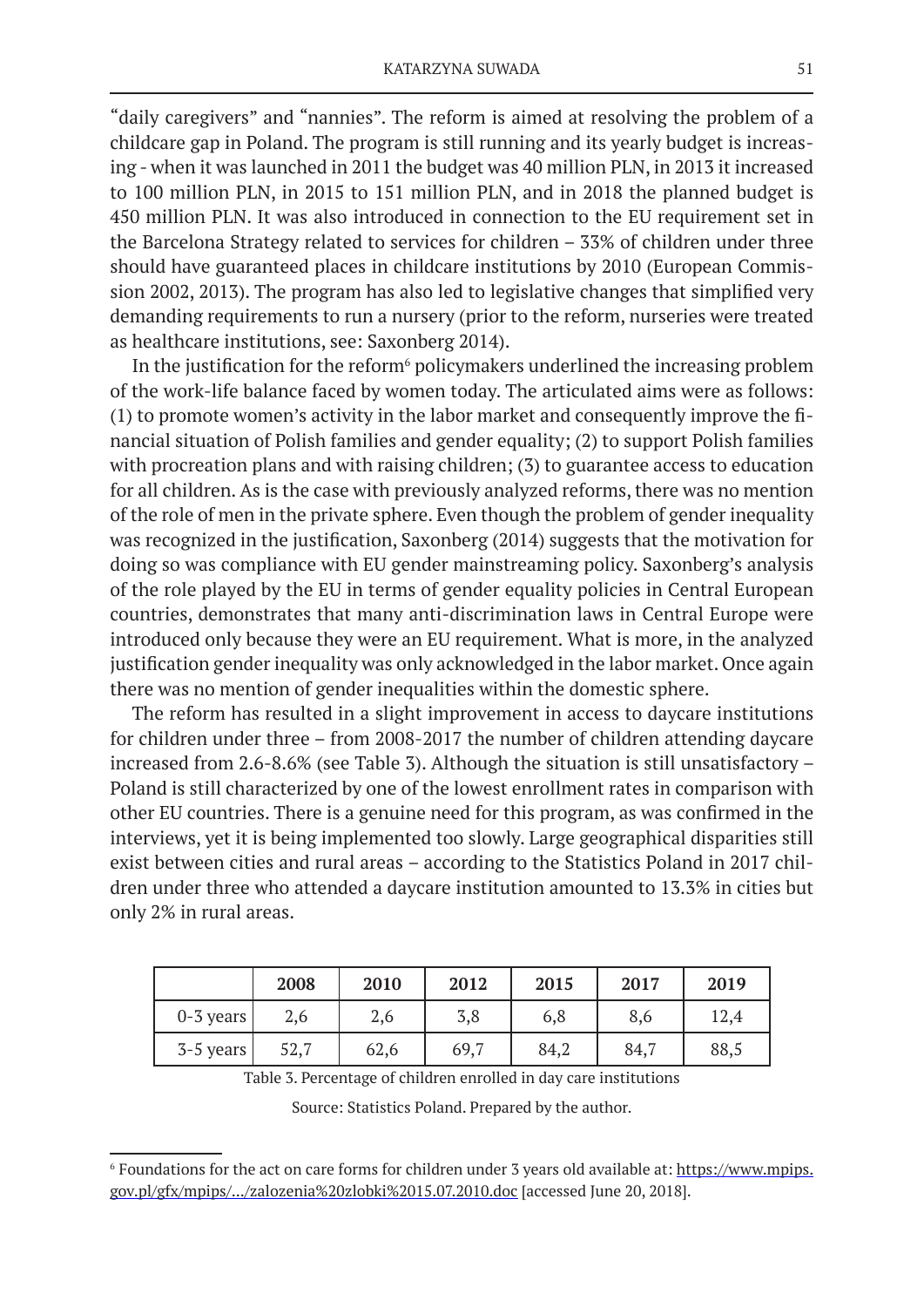"daily caregivers" and "nannies". The reform is aimed at resolving the problem of a childcare gap in Poland. The program is still running and its yearly budget is increasing - when it was launched in 2011 the budget was 40 million PLN, in 2013 it increased to 100 million PLN, in 2015 to 151 million PLN, and in 2018 the planned budget is 450 million PLN. It was also introduced in connection to the EU requirement set in the Barcelona Strategy related to services for children – 33% of children under three should have guaranteed places in childcare institutions by 2010 (European Commission 2002, 2013). The program has also led to legislative changes that simplified very demanding requirements to run a nursery (prior to the reform, nurseries were treated as healthcare institutions, see: Saxonberg 2014).

In the justification for the reform[6] policymakers underlined the increasing problem of the work-life balance faced by women today. The articulated aims were as follows: (1) to promote women's activity in the labor market and consequently improve the financial situation of Polish families and gender equality; (2) to support Polish families with procreation plans and with raising children; (3) to guarantee access to education for all children. As is the case with previously analyzed reforms, there was no mention of the role of men in the private sphere. Even though the problem of gender inequality was recognized in the justification, Saxonberg (2014) suggests that the motivation for doing so was compliance with EU gender mainstreaming policy. Saxonberg's analysis of the role played by the EU in terms of gender equality policies in Central European countries, demonstrates that many anti-discrimination laws in Central Europe were introduced only because they were an EU requirement. What is more, in the analyzed justification gender inequality was only acknowledged in the labor market. Once again there was no mention of gender inequalities within the domestic sphere.

The reform has resulted in a slight improvement in access to daycare institutions for children under three – from 2008-2017 the number of children attending daycare increased from 2.6-8.6% (see Table 3). Although the situation is still unsatisfactory – Poland is still characterized by one of the lowest enrollment rates in comparison with other EU countries. There is a genuine need for this program, as was confirmed in the interviews, yet it is being implemented too slowly. Large geographical disparities still exist between cities and rural areas – according to the Statistics Poland in 2017 children under three who attended a daycare institution amounted to 13.3% in cities but only 2% in rural areas.

| | **2008** | **2010** | **2012** | **2015** | **2017** | **2019** |
|---|---|---|---|---|---|---|
| 0-3 years | 2,6 | 2,6 | 3,8 | 6,8 | 8,6 | 12,4 |
| 3-5 years | 52,7 | 62,6 | 69,7 | 84,2 | 84,7 | 88,5 |

Table 3. Percentage of children enrolled in day care institutions

Source: Statistics Poland. Prepared by the author.

[6] Foundations for the act on care forms for children under 3 years old available at: https://www.mpips.gov.pl/gfx/mpips/.../zalozenia%20zlobki%2015.07.2010.doc [accessed June 20, 2018].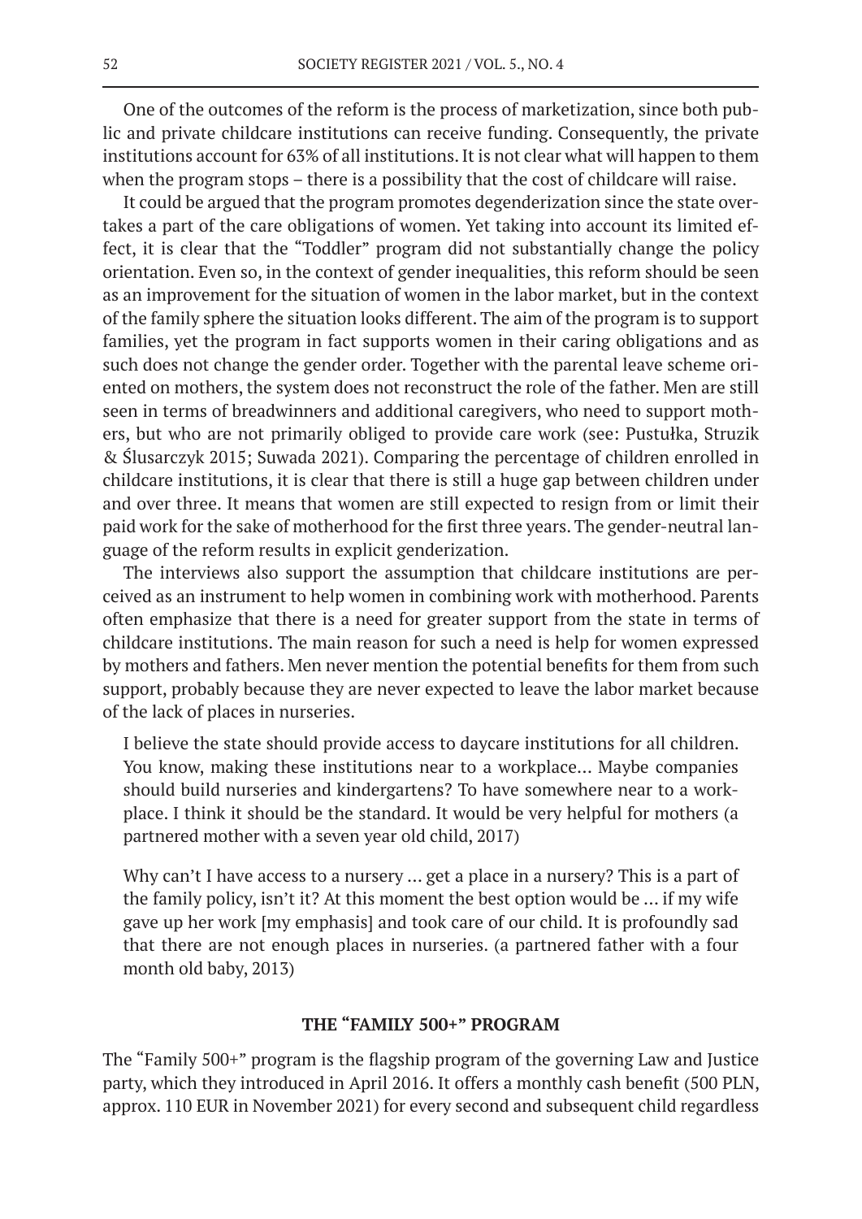One of the outcomes of the reform is the process of marketization, since both public and private childcare institutions can receive funding. Consequently, the private institutions account for 63% of all institutions. It is not clear what will happen to them when the program stops – there is a possibility that the cost of childcare will raise.

It could be argued that the program promotes degenderization since the state overtakes a part of the care obligations of women. Yet taking into account its limited effect, it is clear that the "Toddler" program did not substantially change the policy orientation. Even so, in the context of gender inequalities, this reform should be seen as an improvement for the situation of women in the labor market, but in the context of the family sphere the situation looks different. The aim of the program is to support families, yet the program in fact supports women in their caring obligations and as such does not change the gender order. Together with the parental leave scheme oriented on mothers, the system does not reconstruct the role of the father. Men are still seen in terms of breadwinners and additional caregivers, who need to support mothers, but who are not primarily obliged to provide care work (see: Pustułka, Struzik & Ślusarczyk 2015; Suwada 2021). Comparing the percentage of children enrolled in childcare institutions, it is clear that there is still a huge gap between children under and over three. It means that women are still expected to resign from or limit their paid work for the sake of motherhood for the first three years. The gender-neutral language of the reform results in explicit genderization.

The interviews also support the assumption that childcare institutions are perceived as an instrument to help women in combining work with motherhood. Parents often emphasize that there is a need for greater support from the state in terms of childcare institutions. The main reason for such a need is help for women expressed by mothers and fathers. Men never mention the potential benefits for them from such support, probably because they are never expected to leave the labor market because of the lack of places in nurseries.

> I believe the state should provide access to daycare institutions for all children. You know, making these institutions near to a workplace… Maybe companies should build nurseries and kindergartens? To have somewhere near to a workplace. I think it should be the standard. It would be very helpful for mothers (a partnered mother with a seven year old child, 2017)

> Why can't I have access to a nursery … get a place in a nursery? This is a part of the family policy, isn't it? At this moment the best option would be … if my wife gave up her work [my emphasis] and took care of our child. It is profoundly sad that there are not enough places in nurseries. (a partnered father with a four month old baby, 2013)

## THE "FAMILY 500+" PROGRAM

The "Family 500+" program is the flagship program of the governing Law and Justice party, which they introduced in April 2016. It offers a monthly cash benefit (500 PLN, approx. 110 EUR in November 2021) for every second and subsequent child regardless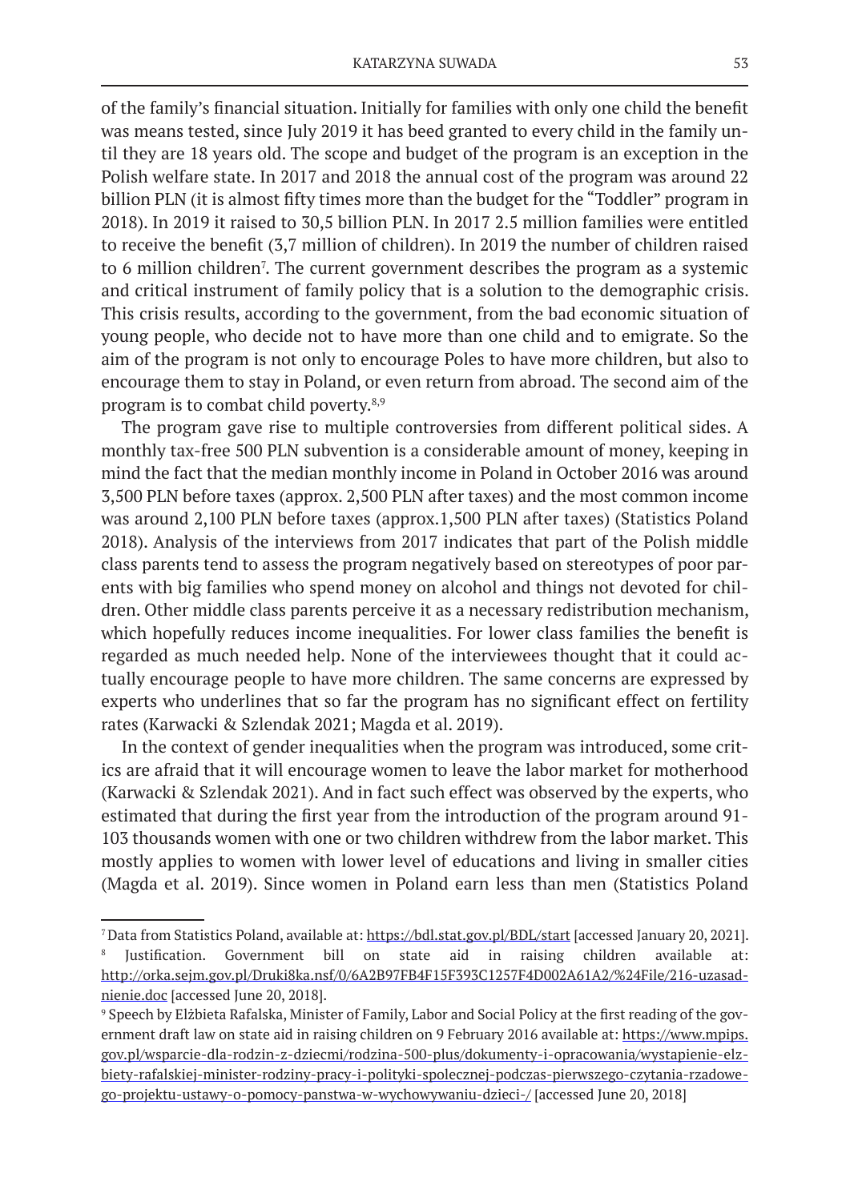of the family's financial situation. Initially for families with only one child the benefit was means tested, since July 2019 it has beed granted to every child in the family until they are 18 years old. The scope and budget of the program is an exception in the Polish welfare state. In 2017 and 2018 the annual cost of the program was around 22 billion PLN (it is almost fifty times more than the budget for the "Toddler" program in 2018). In 2019 it raised to 30,5 billion PLN. In 2017 2.5 million families were entitled to receive the benefit (3,7 million of children). In 2019 the number of children raised to 6 million children[7]. The current government describes the program as a systemic and critical instrument of family policy that is a solution to the demographic crisis. This crisis results, according to the government, from the bad economic situation of young people, who decide not to have more than one child and to emigrate. So the aim of the program is not only to encourage Poles to have more children, but also to encourage them to stay in Poland, or even return from abroad. The second aim of the program is to combat child poverty.[8,9]

The program gave rise to multiple controversies from different political sides. A monthly tax-free 500 PLN subvention is a considerable amount of money, keeping in mind the fact that the median monthly income in Poland in October 2016 was around 3,500 PLN before taxes (approx. 2,500 PLN after taxes) and the most common income was around 2,100 PLN before taxes (approx.1,500 PLN after taxes) (Statistics Poland 2018). Analysis of the interviews from 2017 indicates that part of the Polish middle class parents tend to assess the program negatively based on stereotypes of poor parents with big families who spend money on alcohol and things not devoted for children. Other middle class parents perceive it as a necessary redistribution mechanism, which hopefully reduces income inequalities. For lower class families the benefit is regarded as much needed help. None of the interviewees thought that it could actually encourage people to have more children. The same concerns are expressed by experts who underlines that so far the program has no significant effect on fertility rates (Karwacki & Szlendak 2021; Magda et al. 2019).

In the context of gender inequalities when the program was introduced, some critics are afraid that it will encourage women to leave the labor market for motherhood (Karwacki & Szlendak 2021). And in fact such effect was observed by the experts, who estimated that during the first year from the introduction of the program around 91-103 thousands women with one or two children withdrew from the labor market. This mostly applies to women with lower level of educations and living in smaller cities (Magda et al. 2019). Since women in Poland earn less than men (Statistics Poland

---

[7] Data from Statistics Poland, available at: https://bdl.stat.gov.pl/BDL/start [accessed January 20, 2021].

[8] Justification. Government bill on state aid in raising children available at: http://orka.sejm.gov.pl/Druki8ka.nsf/0/6A2B97FB4F15F393C1257F4D002A61A2/%24File/216-uzasadnienie.doc [accessed June 20, 2018].

[9] Speech by Elżbieta Rafalska, Minister of Family, Labor and Social Policy at the first reading of the government draft law on state aid in raising children on 9 February 2016 available at: https://www.mpips.gov.pl/wsparcie-dla-rodzin-z-dziecmi/rodzina-500-plus/dokumenty-i-opracowania/wystapienie-elzbiety-rafalskiej-minister-rodziny-pracy-i-polityki-spolecznej-podczas-pierwszego-czytania-rzadowego-projektu-ustawy-o-pomocy-panstwa-w-wychowywaniu-dzieci-/ [accessed June 20, 2018]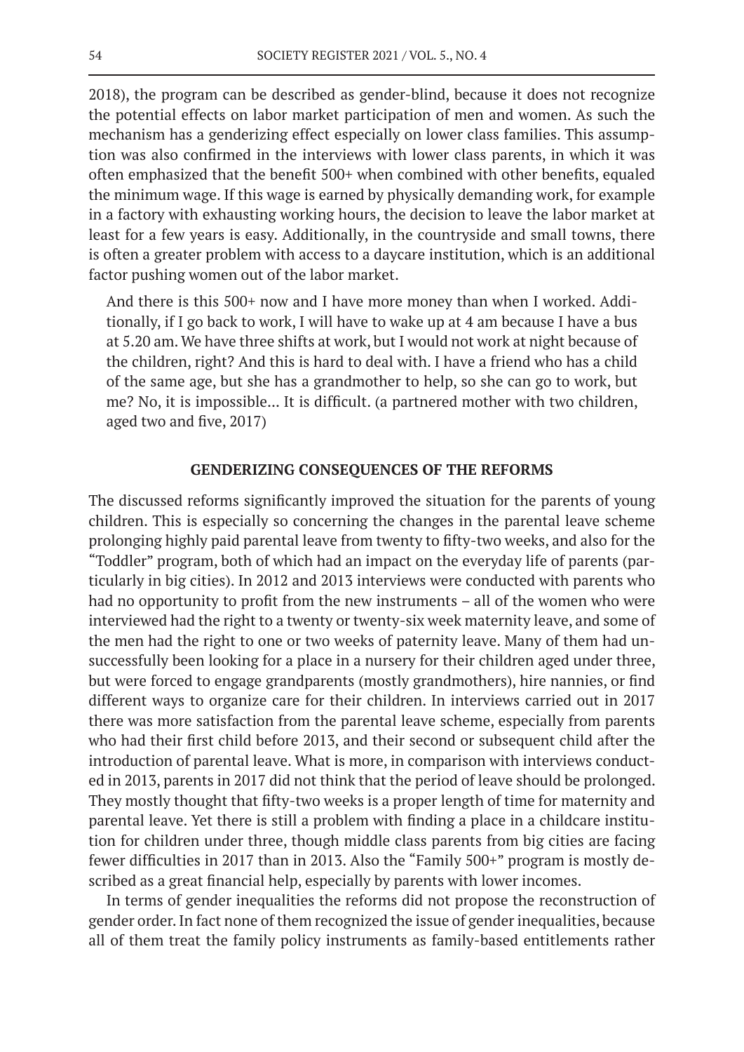2018), the program can be described as gender-blind, because it does not recognize the potential effects on labor market participation of men and women. As such the mechanism has a genderizing effect especially on lower class families. This assumption was also confirmed in the interviews with lower class parents, in which it was often emphasized that the benefit 500+ when combined with other benefits, equaled the minimum wage. If this wage is earned by physically demanding work, for example in a factory with exhausting working hours, the decision to leave the labor market at least for a few years is easy. Additionally, in the countryside and small towns, there is often a greater problem with access to a daycare institution, which is an additional factor pushing women out of the labor market.

> And there is this 500+ now and I have more money than when I worked. Additionally, if I go back to work, I will have to wake up at 4 am because I have a bus at 5.20 am. We have three shifts at work, but I would not work at night because of the children, right? And this is hard to deal with. I have a friend who has a child of the same age, but she has a grandmother to help, so she can go to work, but me? No, it is impossible... It is difficult. (a partnered mother with two children, aged two and five, 2017)

## GENDERIZING CONSEQUENCES OF THE REFORMS

The discussed reforms significantly improved the situation for the parents of young children. This is especially so concerning the changes in the parental leave scheme prolonging highly paid parental leave from twenty to fifty-two weeks, and also for the "Toddler" program, both of which had an impact on the everyday life of parents (particularly in big cities). In 2012 and 2013 interviews were conducted with parents who had no opportunity to profit from the new instruments – all of the women who were interviewed had the right to a twenty or twenty-six week maternity leave, and some of the men had the right to one or two weeks of paternity leave. Many of them had unsuccessfully been looking for a place in a nursery for their children aged under three, but were forced to engage grandparents (mostly grandmothers), hire nannies, or find different ways to organize care for their children. In interviews carried out in 2017 there was more satisfaction from the parental leave scheme, especially from parents who had their first child before 2013, and their second or subsequent child after the introduction of parental leave. What is more, in comparison with interviews conducted in 2013, parents in 2017 did not think that the period of leave should be prolonged. They mostly thought that fifty-two weeks is a proper length of time for maternity and parental leave. Yet there is still a problem with finding a place in a childcare institution for children under three, though middle class parents from big cities are facing fewer difficulties in 2017 than in 2013. Also the "Family 500+" program is mostly described as a great financial help, especially by parents with lower incomes.

In terms of gender inequalities the reforms did not propose the reconstruction of gender order. In fact none of them recognized the issue of gender inequalities, because all of them treat the family policy instruments as family-based entitlements rather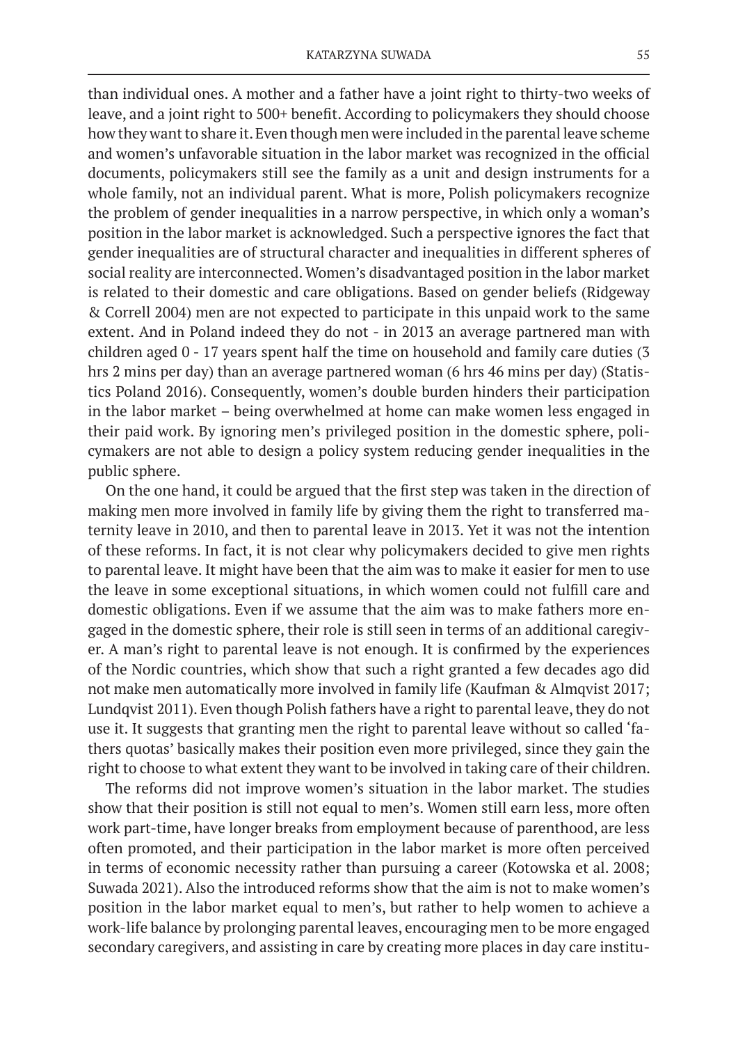than individual ones. A mother and a father have a joint right to thirty-two weeks of leave, and a joint right to 500+ benefit. According to policymakers they should choose how they want to share it. Even though men were included in the parental leave scheme and women's unfavorable situation in the labor market was recognized in the official documents, policymakers still see the family as a unit and design instruments for a whole family, not an individual parent. What is more, Polish policymakers recognize the problem of gender inequalities in a narrow perspective, in which only a woman's position in the labor market is acknowledged. Such a perspective ignores the fact that gender inequalities are of structural character and inequalities in different spheres of social reality are interconnected. Women's disadvantaged position in the labor market is related to their domestic and care obligations. Based on gender beliefs (Ridgeway & Correll 2004) men are not expected to participate in this unpaid work to the same extent. And in Poland indeed they do not - in 2013 an average partnered man with children aged 0 - 17 years spent half the time on household and family care duties (3 hrs 2 mins per day) than an average partnered woman (6 hrs 46 mins per day) (Statistics Poland 2016). Consequently, women's double burden hinders their participation in the labor market – being overwhelmed at home can make women less engaged in their paid work. By ignoring men's privileged position in the domestic sphere, policymakers are not able to design a policy system reducing gender inequalities in the public sphere.

On the one hand, it could be argued that the first step was taken in the direction of making men more involved in family life by giving them the right to transferred maternity leave in 2010, and then to parental leave in 2013. Yet it was not the intention of these reforms. In fact, it is not clear why policymakers decided to give men rights to parental leave. It might have been that the aim was to make it easier for men to use the leave in some exceptional situations, in which women could not fulfill care and domestic obligations. Even if we assume that the aim was to make fathers more engaged in the domestic sphere, their role is still seen in terms of an additional caregiver. A man's right to parental leave is not enough. It is confirmed by the experiences of the Nordic countries, which show that such a right granted a few decades ago did not make men automatically more involved in family life (Kaufman & Almqvist 2017; Lundqvist 2011). Even though Polish fathers have a right to parental leave, they do not use it. It suggests that granting men the right to parental leave without so called 'fathers quotas' basically makes their position even more privileged, since they gain the right to choose to what extent they want to be involved in taking care of their children.

The reforms did not improve women's situation in the labor market. The studies show that their position is still not equal to men's. Women still earn less, more often work part-time, have longer breaks from employment because of parenthood, are less often promoted, and their participation in the labor market is more often perceived in terms of economic necessity rather than pursuing a career (Kotowska et al. 2008; Suwada 2021). Also the introduced reforms show that the aim is not to make women's position in the labor market equal to men's, but rather to help women to achieve a work-life balance by prolonging parental leaves, encouraging men to be more engaged secondary caregivers, and assisting in care by creating more places in day care institu-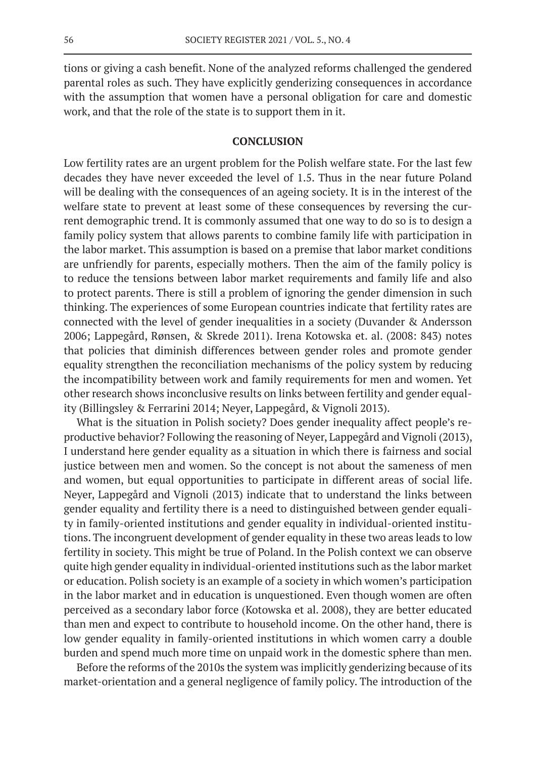tions or giving a cash benefit. None of the analyzed reforms challenged the gendered parental roles as such. They have explicitly genderizing consequences in accordance with the assumption that women have a personal obligation for care and domestic work, and that the role of the state is to support them in it.

## CONCLUSION

Low fertility rates are an urgent problem for the Polish welfare state. For the last few decades they have never exceeded the level of 1.5. Thus in the near future Poland will be dealing with the consequences of an ageing society. It is in the interest of the welfare state to prevent at least some of these consequences by reversing the current demographic trend. It is commonly assumed that one way to do so is to design a family policy system that allows parents to combine family life with participation in the labor market. This assumption is based on a premise that labor market conditions are unfriendly for parents, especially mothers. Then the aim of the family policy is to reduce the tensions between labor market requirements and family life and also to protect parents. There is still a problem of ignoring the gender dimension in such thinking. The experiences of some European countries indicate that fertility rates are connected with the level of gender inequalities in a society (Duvander & Andersson 2006; Lappegård, Rønsen, & Skrede 2011). Irena Kotowska et. al. (2008: 843) notes that policies that diminish differences between gender roles and promote gender equality strengthen the reconciliation mechanisms of the policy system by reducing the incompatibility between work and family requirements for men and women. Yet other research shows inconclusive results on links between fertility and gender equality (Billingsley & Ferrarini 2014; Neyer, Lappegård, & Vignoli 2013).

What is the situation in Polish society? Does gender inequality affect people's reproductive behavior? Following the reasoning of Neyer, Lappegård and Vignoli (2013), I understand here gender equality as a situation in which there is fairness and social justice between men and women. So the concept is not about the sameness of men and women, but equal opportunities to participate in different areas of social life. Neyer, Lappegård and Vignoli (2013) indicate that to understand the links between gender equality and fertility there is a need to distinguished between gender equality in family-oriented institutions and gender equality in individual-oriented institutions. The incongruent development of gender equality in these two areas leads to low fertility in society. This might be true of Poland. In the Polish context we can observe quite high gender equality in individual-oriented institutions such as the labor market or education. Polish society is an example of a society in which women's participation in the labor market and in education is unquestioned. Even though women are often perceived as a secondary labor force (Kotowska et al. 2008), they are better educated than men and expect to contribute to household income. On the other hand, there is low gender equality in family-oriented institutions in which women carry a double burden and spend much more time on unpaid work in the domestic sphere than men.

Before the reforms of the 2010s the system was implicitly genderizing because of its market-orientation and a general negligence of family policy. The introduction of the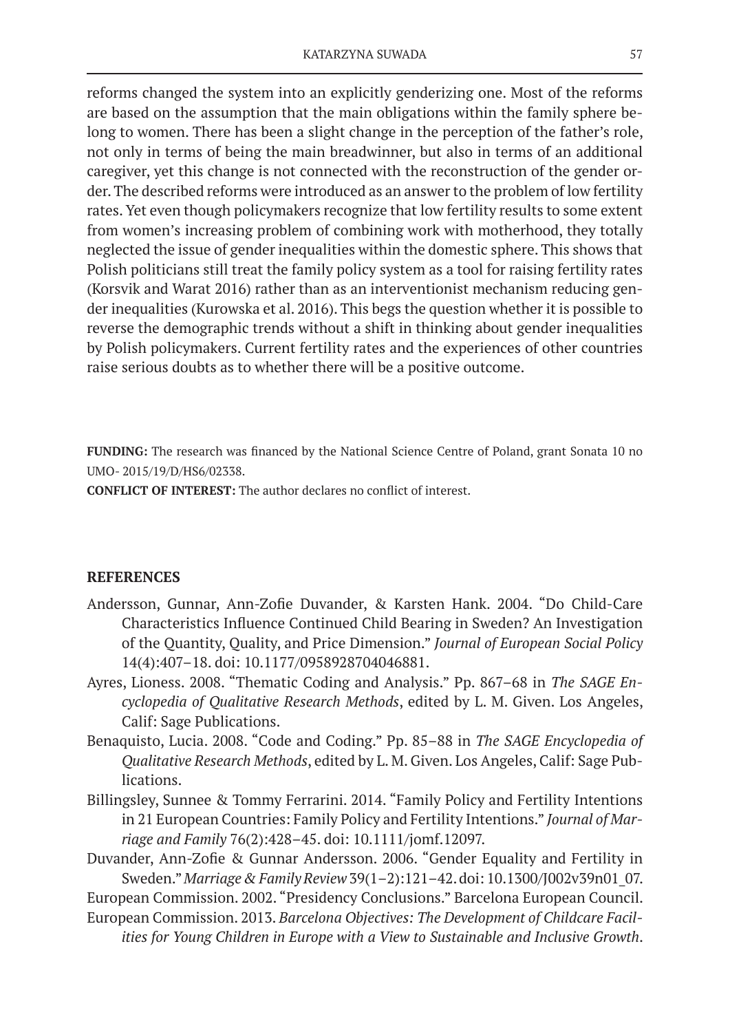reforms changed the system into an explicitly genderizing one. Most of the reforms are based on the assumption that the main obligations within the family sphere belong to women. There has been a slight change in the perception of the father's role, not only in terms of being the main breadwinner, but also in terms of an additional caregiver, yet this change is not connected with the reconstruction of the gender order. The described reforms were introduced as an answer to the problem of low fertility rates. Yet even though policymakers recognize that low fertility results to some extent from women's increasing problem of combining work with motherhood, they totally neglected the issue of gender inequalities within the domestic sphere. This shows that Polish politicians still treat the family policy system as a tool for raising fertility rates (Korsvik and Warat 2016) rather than as an interventionist mechanism reducing gender inequalities (Kurowska et al. 2016). This begs the question whether it is possible to reverse the demographic trends without a shift in thinking about gender inequalities by Polish policymakers. Current fertility rates and the experiences of other countries raise serious doubts as to whether there will be a positive outcome.

**FUNDING:** The research was financed by the National Science Centre of Poland, grant Sonata 10 no UMO- 2015/19/D/HS6/02338.

**CONFLICT OF INTEREST:** The author declares no conflict of interest.

## REFERENCES

Andersson, Gunnar, Ann-Zofie Duvander, & Karsten Hank. 2004. "Do Child-Care Characteristics Influence Continued Child Bearing in Sweden? An Investigation of the Quantity, Quality, and Price Dimension." *Journal of European Social Policy* 14(4):407–18. doi: 10.1177/0958928704046881.

Ayres, Lioness. 2008. "Thematic Coding and Analysis." Pp. 867–68 in *The SAGE Encyclopedia of Qualitative Research Methods*, edited by L. M. Given. Los Angeles, Calif: Sage Publications.

Benaquisto, Lucia. 2008. "Code and Coding." Pp. 85–88 in *The SAGE Encyclopedia of Qualitative Research Methods*, edited by L. M. Given. Los Angeles, Calif: Sage Publications.

Billingsley, Sunnee & Tommy Ferrarini. 2014. "Family Policy and Fertility Intentions in 21 European Countries: Family Policy and Fertility Intentions." *Journal of Marriage and Family* 76(2):428–45. doi: 10.1111/jomf.12097.

Duvander, Ann-Zofie & Gunnar Andersson. 2006. "Gender Equality and Fertility in Sweden." *Marriage & Family Review* 39(1–2):121–42. doi: 10.1300/J002v39n01_07.

European Commission. 2002. "Presidency Conclusions." Barcelona European Council.

European Commission. 2013. *Barcelona Objectives: The Development of Childcare Facilities for Young Children in Europe with a View to Sustainable and Inclusive Growth*.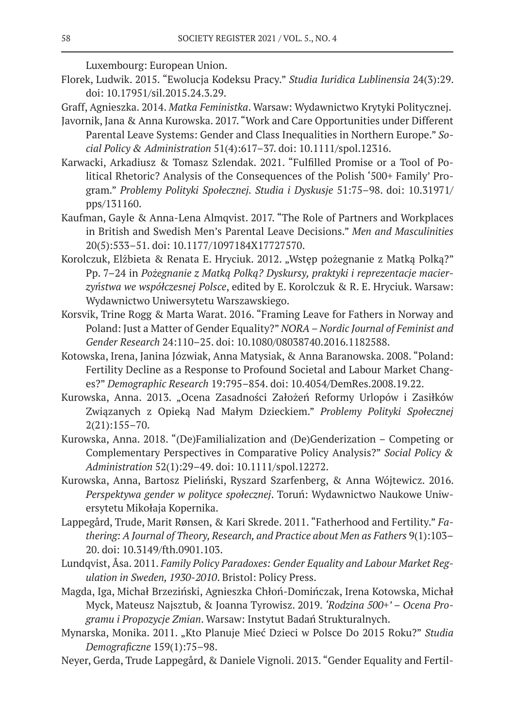Luxembourg: European Union.

Florek, Ludwik. 2015. "Ewolucja Kodeksu Pracy." *Studia Iuridica Lublinensia* 24(3):29. doi: 10.17951/sil.2015.24.3.29.

Graff, Agnieszka. 2014. *Matka Feministka*. Warsaw: Wydawnictwo Krytyki Politycznej.

Javornik, Jana & Anna Kurowska. 2017. "Work and Care Opportunities under Different Parental Leave Systems: Gender and Class Inequalities in Northern Europe." *Social Policy & Administration* 51(4):617–37. doi: 10.1111/spol.12316.

Karwacki, Arkadiusz & Tomasz Szlendak. 2021. "Fulfilled Promise or a Tool of Political Rhetoric? Analysis of the Consequences of the Polish '500+ Family' Program." *Problemy Polityki Społecznej. Studia i Dyskusje* 51:75–98. doi: 10.31971/pps/131160.

Kaufman, Gayle & Anna-Lena Almqvist. 2017. "The Role of Partners and Workplaces in British and Swedish Men's Parental Leave Decisions." *Men and Masculinities* 20(5):533–51. doi: 10.1177/1097184X17727570.

Korolczuk, Elżbieta & Renata E. Hryciuk. 2012. „Wstęp pożegnanie z Matką Polką?" Pp. 7–24 in *Pożegnanie z Matką Polką? Dyskursy, praktyki i reprezentacje macierzyństwa we współczesnej Polsce*, edited by E. Korolczuk & R. E. Hryciuk. Warsaw: Wydawnictwo Uniwersytetu Warszawskiego.

Korsvik, Trine Rogg & Marta Warat. 2016. "Framing Leave for Fathers in Norway and Poland: Just a Matter of Gender Equality?" *NORA – Nordic Journal of Feminist and Gender Research* 24:110–25. doi: 10.1080/08038740.2016.1182588.

Kotowska, Irena, Janina Józwiak, Anna Matysiak, & Anna Baranowska. 2008. "Poland: Fertility Decline as a Response to Profound Societal and Labour Market Changes?" *Demographic Research* 19:795–854. doi: 10.4054/DemRes.2008.19.22.

Kurowska, Anna. 2013. „Ocena Zasadności Założeń Reformy Urlopów i Zasiłków Związanych z Opieką Nad Małym Dzieckiem." *Problemy Polityki Społecznej* 2(21):155–70.

Kurowska, Anna. 2018. "(De)Familialization and (De)Genderization – Competing or Complementary Perspectives in Comparative Policy Analysis?" *Social Policy & Administration* 52(1):29–49. doi: 10.1111/spol.12272.

Kurowska, Anna, Bartosz Pieliński, Ryszard Szarfenberg, & Anna Wójtewicz. 2016. *Perspektywa gender w polityce społecznej*. Toruń: Wydawnictwo Naukowe Uniwersytetu Mikołaja Kopernika.

Lappegård, Trude, Marit Rønsen, & Kari Skrede. 2011. "Fatherhood and Fertility." *Fathering: A Journal of Theory, Research, and Practice about Men as Fathers* 9(1):103–20. doi: 10.3149/fth.0901.103.

Lundqvist, Åsa. 2011. *Family Policy Paradoxes: Gender Equality and Labour Market Regulation in Sweden, 1930-2010*. Bristol: Policy Press.

Magda, Iga, Michał Brzeziński, Agnieszka Chłoń-Domińczak, Irena Kotowska, Michał Myck, Mateusz Najsztub, & Joanna Tyrowicz. 2019. *'Rodzina 500+' – Ocena Programu i Propozycje Zmian*. Warsaw: Instytut Badań Strukturalnych.

Mynarska, Monika. 2011. „Kto Planuje Mieć Dzieci w Polsce Do 2015 Roku?" *Studia Demograficzne* 159(1):75–98.

Neyer, Gerda, Trude Lappegård, & Daniele Vignoli. 2013. "Gender Equality and Fertil-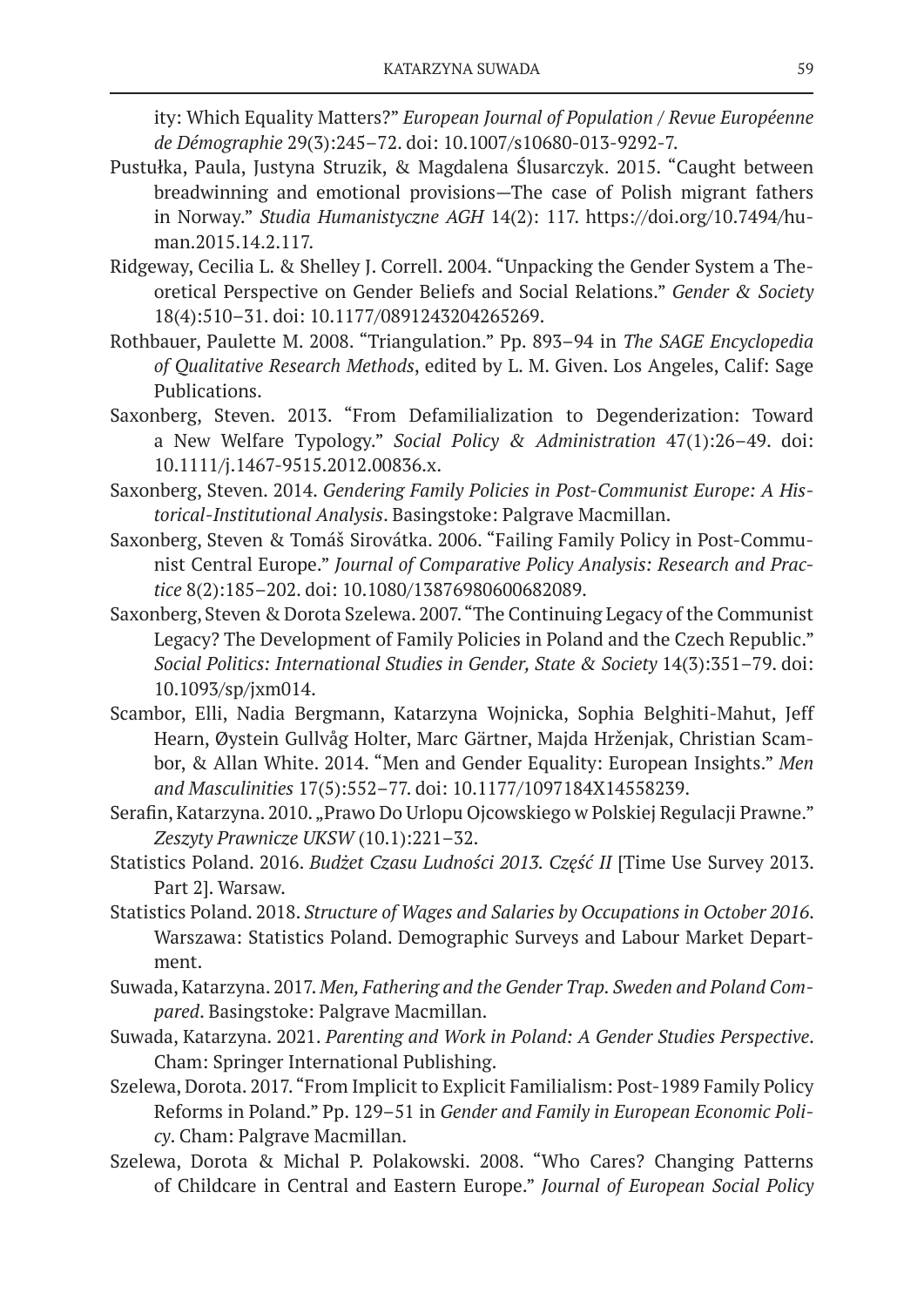ity: Which Equality Matters?" *European Journal of Population / Revue Européenne de Démographie* 29(3):245–72. doi: 10.1007/s10680-013-9292-7.

Pustułka, Paula, Justyna Struzik, & Magdalena Ślusarczyk. 2015. "Caught between breadwinning and emotional provisions—The case of Polish migrant fathers in Norway." *Studia Humanistyczne AGH* 14(2): 117. https://doi.org/10.7494/human.2015.14.2.117.

Ridgeway, Cecilia L. & Shelley J. Correll. 2004. "Unpacking the Gender System a Theoretical Perspective on Gender Beliefs and Social Relations." *Gender & Society* 18(4):510–31. doi: 10.1177/0891243204265269.

Rothbauer, Paulette M. 2008. "Triangulation." Pp. 893–94 in *The SAGE Encyclopedia of Qualitative Research Methods*, edited by L. M. Given. Los Angeles, Calif: Sage Publications.

Saxonberg, Steven. 2013. "From Defamilialization to Degenderization: Toward a New Welfare Typology." *Social Policy & Administration* 47(1):26–49. doi: 10.1111/j.1467-9515.2012.00836.x.

Saxonberg, Steven. 2014. *Gendering Family Policies in Post-Communist Europe: A Historical-Institutional Analysis*. Basingstoke: Palgrave Macmillan.

Saxonberg, Steven & Tomáš Sirovátka. 2006. "Failing Family Policy in Post-Communist Central Europe." *Journal of Comparative Policy Analysis: Research and Practice* 8(2):185–202. doi: 10.1080/13876980600682089.

Saxonberg, Steven & Dorota Szelewa. 2007. "The Continuing Legacy of the Communist Legacy? The Development of Family Policies in Poland and the Czech Republic." *Social Politics: International Studies in Gender, State & Society* 14(3):351–79. doi: 10.1093/sp/jxm014.

Scambor, Elli, Nadia Bergmann, Katarzyna Wojnicka, Sophia Belghiti-Mahut, Jeff Hearn, Øystein Gullvåg Holter, Marc Gärtner, Majda Hrženjak, Christian Scambor, & Allan White. 2014. "Men and Gender Equality: European Insights." *Men and Masculinities* 17(5):552–77. doi: 10.1177/1097184X14558239.

Serafin, Katarzyna. 2010. „Prawo Do Urlopu Ojcowskiego w Polskiej Regulacji Prawne." *Zeszyty Prawnicze UKSW* (10.1):221–32.

Statistics Poland. 2016. *Budżet Czasu Ludności 2013. Część II* [Time Use Survey 2013. Part 2]. Warsaw.

Statistics Poland. 2018. *Structure of Wages and Salaries by Occupations in October 2016*. Warszawa: Statistics Poland. Demographic Surveys and Labour Market Department.

Suwada, Katarzyna. 2017. *Men, Fathering and the Gender Trap. Sweden and Poland Compared*. Basingstoke: Palgrave Macmillan.

Suwada, Katarzyna. 2021. *Parenting and Work in Poland: A Gender Studies Perspective*. Cham: Springer International Publishing.

Szelewa, Dorota. 2017. "From Implicit to Explicit Familialism: Post-1989 Family Policy Reforms in Poland." Pp. 129–51 in *Gender and Family in European Economic Policy*. Cham: Palgrave Macmillan.

Szelewa, Dorota & Michal P. Polakowski. 2008. "Who Cares? Changing Patterns of Childcare in Central and Eastern Europe." *Journal of European Social Policy*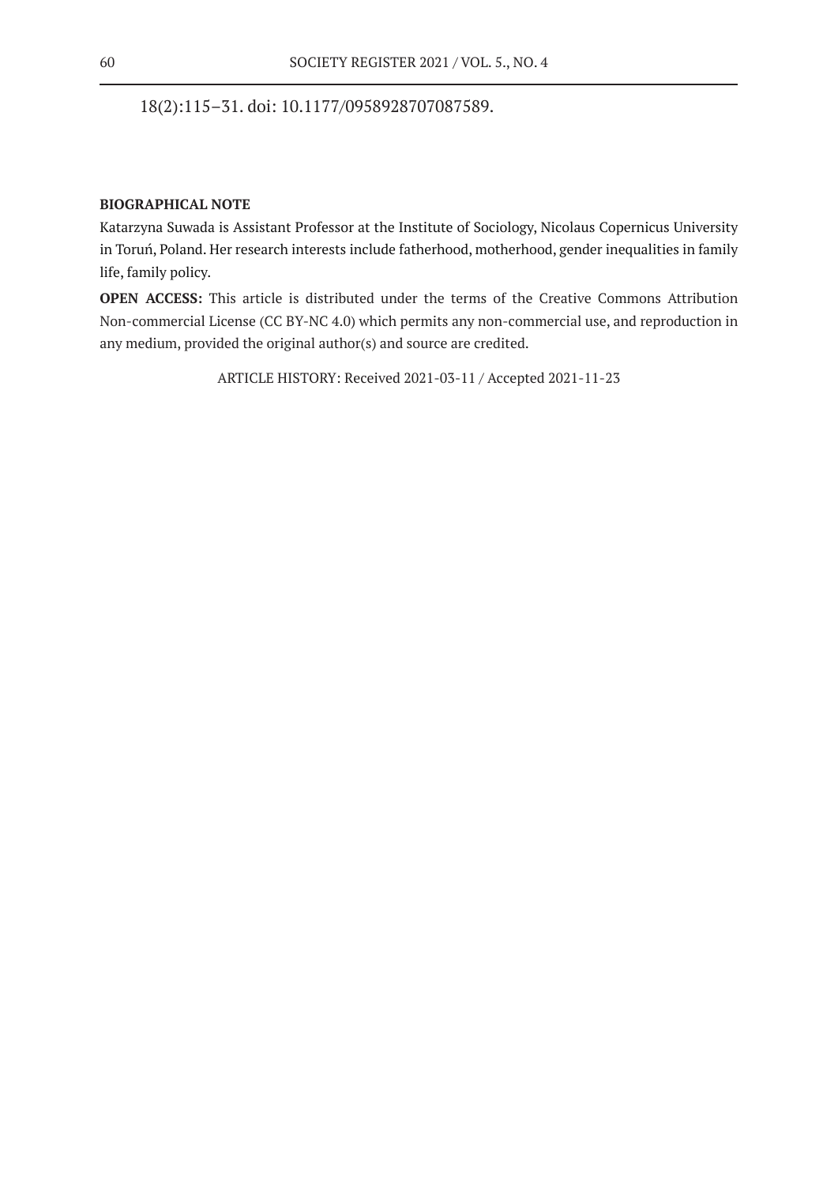18(2):115–31. doi: 10.1177/0958928707087589.

**BIOGRAPHICAL NOTE**

Katarzyna Suwada is Assistant Professor at the Institute of Sociology, Nicolaus Copernicus University in Toruń, Poland. Her research interests include fatherhood, motherhood, gender inequalities in family life, family policy.

**OPEN ACCESS:** This article is distributed under the terms of the Creative Commons Attribution Non-commercial License (CC BY-NC 4.0) which permits any non-commercial use, and reproduction in any medium, provided the original author(s) and source are credited.

ARTICLE HISTORY: Received 2021-03-11 / Accepted 2021-11-23